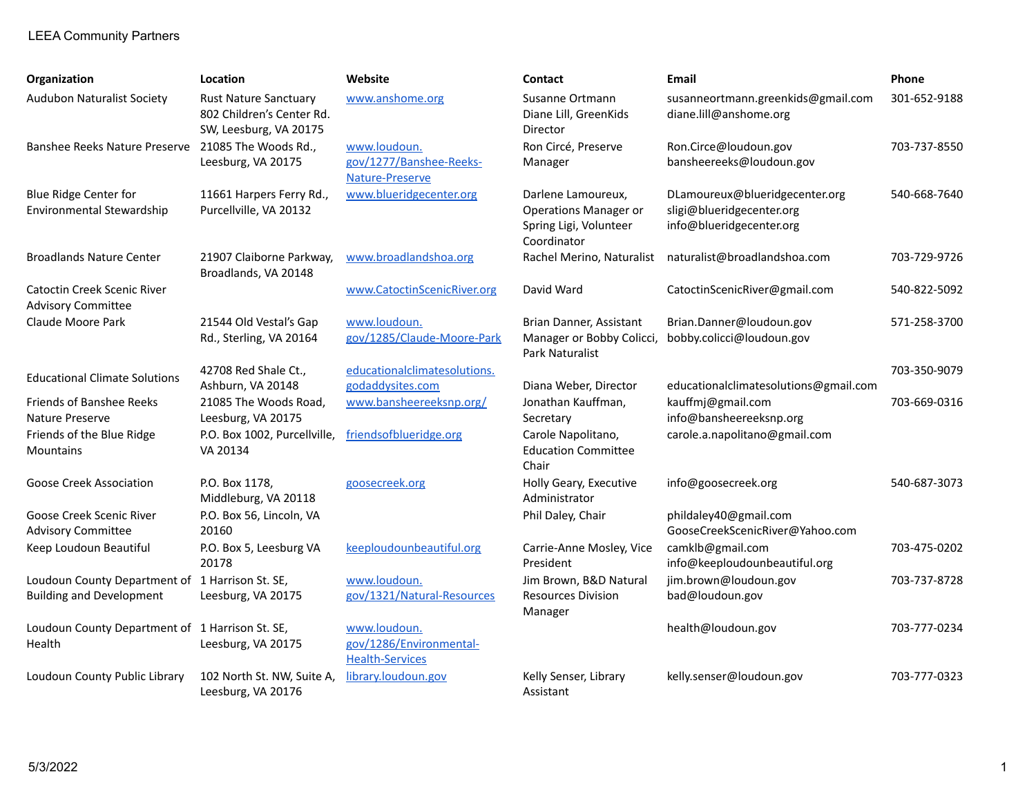LEEA Community Partners

| Organization | Location | Website | Contact | Email | Phone |
|---|---|---|---|---|---|
| Audubon Naturalist Society | Rust Nature Sanctuary 802 Children's Center Rd. SW, Leesburg, VA 20175 | www.anshome.org | Susanne Ortmann Diane Lill, GreenKids Director | susanneortmann.greenkids@gmail.com diane.lill@anshome.org | 301-652-9188 |
| Banshee Reeks Nature Preserve | 21085 The Woods Rd., Leesburg, VA 20175 | www.loudoun.gov/1277/Banshee-Reeks-Nature-Preserve | Ron Circé, Preserve Manager | Ron.Circe@loudoun.gov bansheereeks@loudoun.gov | 703-737-8550 |
| Blue Ridge Center for Environmental Stewardship | 11661 Harpers Ferry Rd., Purcellville, VA 20132 | www.blueridgecenter.org | Darlene Lamoureux, Operations Manager or Spring Ligi, Volunteer Coordinator | DLamoureux@blueridgecenter.org sligi@blueridgecenter.org info@blueridgecenter.org | 540-668-7640 |
| Broadlands Nature Center | 21907 Claiborne Parkway, Broadlands, VA 20148 | www.broadlandshoa.org | Rachel Merino, Naturalist | naturalist@broadlandshoa.com | 703-729-9726 |
| Catoctin Creek Scenic River Advisory Committee | | www.CatoctinScenicRiver.org | David Ward | CatoctinScenicRiver@gmail.com | 540-822-5092 |
| Claude Moore Park | 21544 Old Vestal's Gap Rd., Sterling, VA 20164 | www.loudoun.gov/1285/Claude-Moore-Park | Brian Danner, Assistant Manager or Bobby Colicci, Park Naturalist | Brian.Danner@loudoun.gov bobby.colicci@loudoun.gov | 571-258-3700 |
| Educational Climate Solutions | 42708 Red Shale Ct., Ashburn, VA 20148 | educationalclimatesolutions.godaddysites.com | Diana Weber, Director | educationalclimatesolutions@gmail.com | 703-350-9079 |
| Friends of Banshee Reeks Nature Preserve | 21085 The Woods Road, Leesburg, VA 20175 | www.bansheereeksnp.org/ | Jonathan Kauffman, Secretary | kauffmj@gmail.com info@bansheereeksnp.org | 703-669-0316 |
| Friends of the Blue Ridge Mountains | P.O. Box 1002, Purcellville, VA 20134 | friendsofblueridge.org | Carole Napolitano, Education Committee Chair | carole.a.napolitano@gmail.com | |
| Goose Creek Association | P.O. Box 1178, Middleburg, VA 20118 | goosecreek.org | Holly Geary, Executive Administrator | info@goosecreek.org | 540-687-3073 |
| Goose Creek Scenic River Advisory Committee | P.O. Box 56, Lincoln, VA 20160 | | Phil Daley, Chair | phildaley40@gmail.com GooseCreekScenicRiver@Yahoo.com | |
| Keep Loudoun Beautiful | P.O. Box 5, Leesburg VA 20178 | keeploudounbeautiful.org | Carrie-Anne Mosley, Vice President | camklb@gmail.com info@keeploudounbeautiful.org | 703-475-0202 |
| Loudoun County Department of Building and Development | 1 Harrison St. SE, Leesburg, VA 20175 | www.loudoun.gov/1321/Natural-Resources | Jim Brown, B&D Natural Resources Division Manager | jim.brown@loudoun.gov bad@loudoun.gov | 703-737-8728 |
| Loudoun County Department of Health | 1 Harrison St. SE, Leesburg, VA 20175 | www.loudoun.gov/1286/Environmental-Health-Services | | health@loudoun.gov | 703-777-0234 |
| Loudoun County Public Library | 102 North St. NW, Suite A, Leesburg, VA 20176 | library.loudoun.gov | Kelly Senser, Library Assistant | kelly.senser@loudoun.gov | 703-777-0323 |

5/3/2022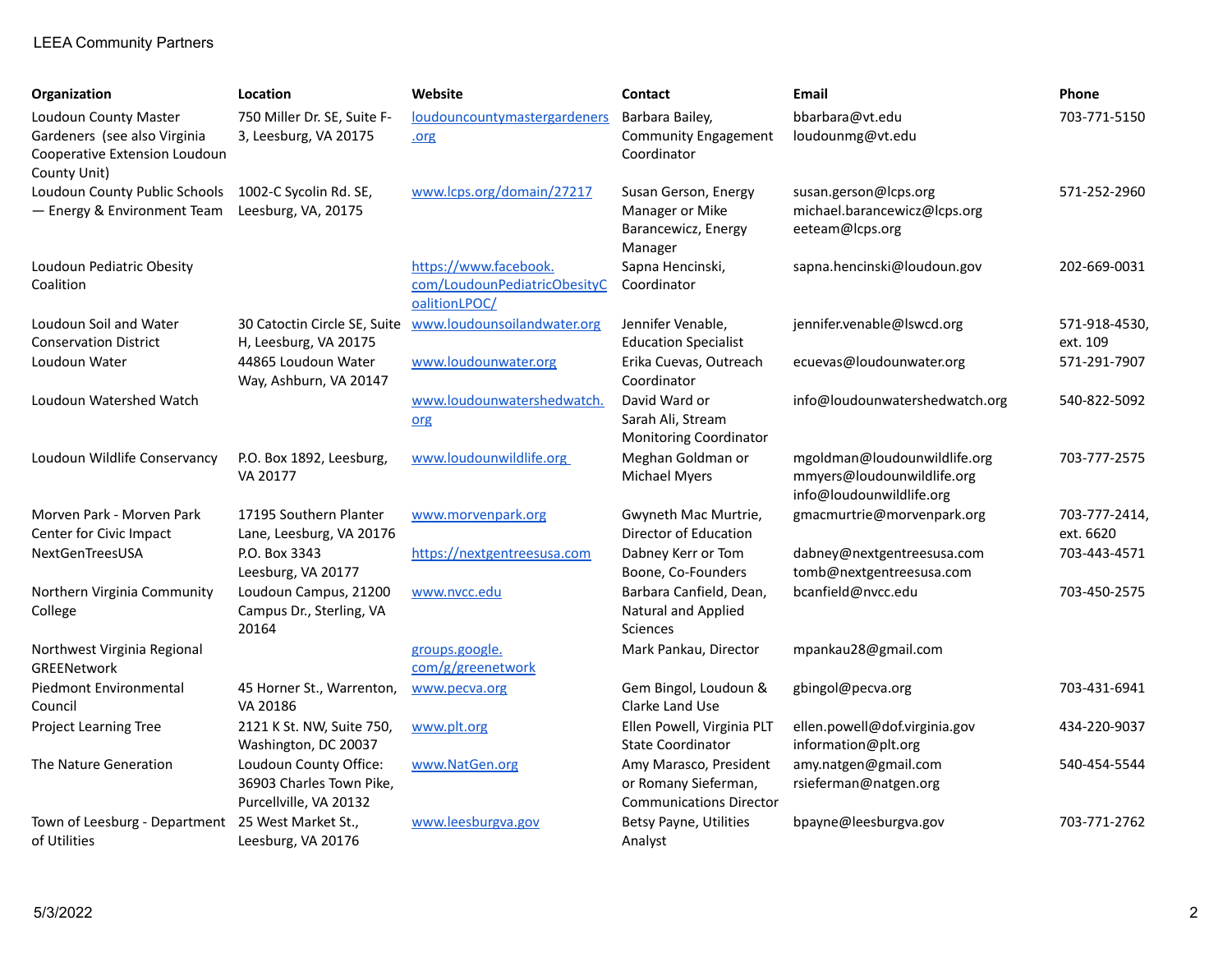LEEA Community Partners

| Organization | Location | Website | Contact | Email | Phone |
|---|---|---|---|---|---|
| Loudoun County Master Gardeners (see also Virginia Cooperative Extension Loudoun County Unit) | 750 Miller Dr. SE, Suite F-3, Leesburg, VA 20175 | loudouncountymastergardeners.org | Barbara Bailey, Community Engagement Coordinator | bbarbara@vt.edu loudounmg@vt.edu | 703-771-5150 |
| Loudoun County Public Schools — Energy & Environment Team | 1002-C Sycolin Rd. SE, Leesburg, VA, 20175 | www.lcps.org/domain/27217 | Susan Gerson, Energy Manager or Mike Barancewicz, Energy Manager | susan.gerson@lcps.org michael.barancewicz@lcps.org eeteam@lcps.org | 571-252-2960 |
| Loudoun Pediatric Obesity Coalition | | https://www.facebook.com/LoudounPediatricObesityCoalitionLPOC/ | Sapna Hencinski, Coordinator | sapna.hencinski@loudoun.gov | 202-669-0031 |
| Loudoun Soil and Water Conservation District | 30 Catoctin Circle SE, Suite H, Leesburg, VA 20175 | www.loudounsoilandwater.org | Jennifer Venable, Education Specialist | jennifer.venable@lswcd.org | 571-918-4530, ext. 109 |
| Loudoun Water | 44865 Loudoun Water Way, Ashburn, VA 20147 | www.loudounwater.org | Erika Cuevas, Outreach Coordinator | ecuevas@loudounwater.org | 571-291-7907 |
| Loudoun Watershed Watch | | www.loudounwatershedwatch.org | David Ward or Sarah Ali, Stream Monitoring Coordinator | info@loudounwatershedwatch.org | 540-822-5092 |
| Loudoun Wildlife Conservancy | P.O. Box 1892, Leesburg, VA 20177 | www.loudounwildlife.org | Meghan Goldman or Michael Myers | mgoldman@loudounwildlife.org mmyers@loudounwildlife.org info@loudounwildlife.org | 703-777-2575 |
| Morven Park - Morven Park Center for Civic Impact | 17195 Southern Planter Lane, Leesburg, VA 20176 | www.morvenpark.org | Gwyneth Mac Murtrie, Director of Education | gmacmurtrie@morvenpark.org | 703-777-2414, ext. 6620 |
| NextGenTreesUSA | P.O. Box 3343 Leesburg, VA 20177 | https://nextgentreesusa.com | Dabney Kerr or Tom Boone, Co-Founders | dabney@nextgentreesusa.com tomb@nextgentreesusa.com | 703-443-4571 |
| Northern Virginia Community College | Loudoun Campus, 21200 Campus Dr., Sterling, VA 20164 | www.nvcc.edu | Barbara Canfield, Dean, Natural and Applied Sciences | bcanfield@nvcc.edu | 703-450-2575 |
| Northwest Virginia Regional GREENetwork | | groups.google.com/g/greenetwork | Mark Pankau, Director | mpankau28@gmail.com | |
| Piedmont Environmental Council | 45 Horner St., Warrenton, VA 20186 | www.pecva.org | Gem Bingol, Loudoun & Clarke Land Use | gbingol@pecva.org | 703-431-6941 |
| Project Learning Tree | 2121 K St. NW, Suite 750, Washington, DC 20037 | www.plt.org | Ellen Powell, Virginia PLT State Coordinator | ellen.powell@dof.virginia.gov information@plt.org | 434-220-9037 |
| The Nature Generation | Loudoun County Office: 36903 Charles Town Pike, Purcellville, VA 20132 | www.NatGen.org | Amy Marasco, President or Romany Sieferman, Communications Director | amy.natgen@gmail.com rsieferman@natgen.org | 540-454-5544 |
| Town of Leesburg - Department of Utilities | 25 West Market St., Leesburg, VA 20176 | www.leesburgva.gov | Betsy Payne, Utilities Analyst | bpayne@leesburgva.gov | 703-771-2762 |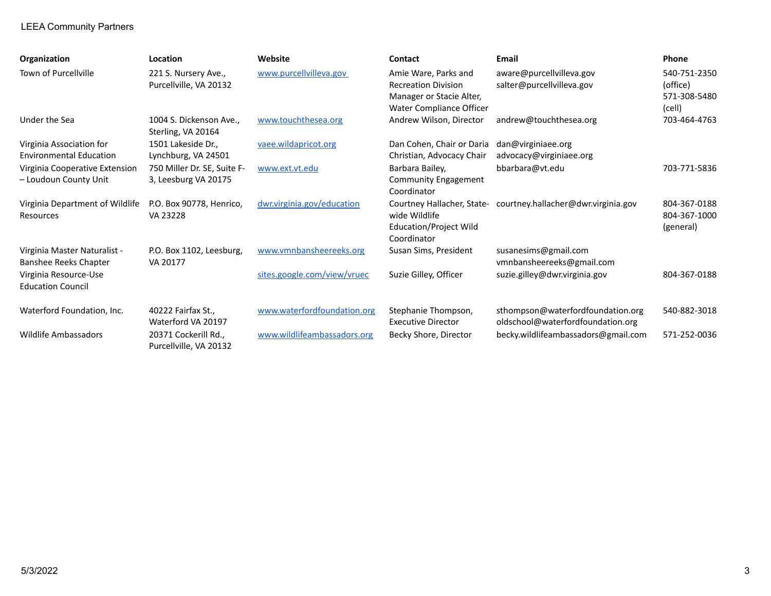LEEA Community Partners

| Organization | Location | Website | Contact | Email | Phone |
|---|---|---|---|---|---|
| Town of Purcellville | 221 S. Nursery Ave., Purcellville, VA 20132 | www.purcellvilleva.gov | Amie Ware, Parks and Recreation Division Manager or Stacie Alter, Water Compliance Officer | aware@purcellvilleva.gov salter@purcellvilleva.gov | 540-751-2350 (office) 571-308-5480 (cell) |
| Under the Sea | 1004 S. Dickenson Ave., Sterling, VA 20164 | www.touchthesea.org | Andrew Wilson, Director | andrew@touchthesea.org | 703-464-4763 |
| Virginia Association for Environmental Education | 1501 Lakeside Dr., Lynchburg, VA 24501 | vaee.wildapricot.org | Dan Cohen, Chair or Daria Christian, Advocacy Chair | dan@virginiaee.org advocacy@virginiaee.org | |
| Virginia Cooperative Extension – Loudoun County Unit | 750 Miller Dr. SE, Suite F-3, Leesburg VA 20175 | www.ext.vt.edu | Barbara Bailey, Community Engagement Coordinator | bbarbara@vt.edu | 703-771-5836 |
| Virginia Department of Wildlife Resources | P.O. Box 90778, Henrico, VA 23228 | dwr.virginia.gov/education | Courtney Hallacher, State-wide Wildlife Education/Project Wild Coordinator | courtney.hallacher@dwr.virginia.gov | 804-367-0188 804-367-1000 (general) |
| Virginia Master Naturalist - Banshee Reeks Chapter | P.O. Box 1102, Leesburg, VA 20177 | www.vmnbansheereeks.org | Susan Sims, President | susanesims@gmail.com vmnbansheereeks@gmail.com | |
| Virginia Resource-Use Education Council | | sites.google.com/view/vruec | Suzie Gilley, Officer | suzie.gilley@dwr.virginia.gov | 804-367-0188 |
| Waterford Foundation, Inc. | 40222 Fairfax St., Waterford VA 20197 | www.waterfordfoundation.org | Stephanie Thompson, Executive Director | sthompson@waterfordfoundation.org oldschool@waterfordfoundation.org | 540-882-3018 |
| Wildlife Ambassadors | 20371 Cockerill Rd., Purcellville, VA 20132 | www.wildlifeambassadors.org | Becky Shore, Director | becky.wildlifeambassadors@gmail.com | 571-252-0036 |

5/3/2022